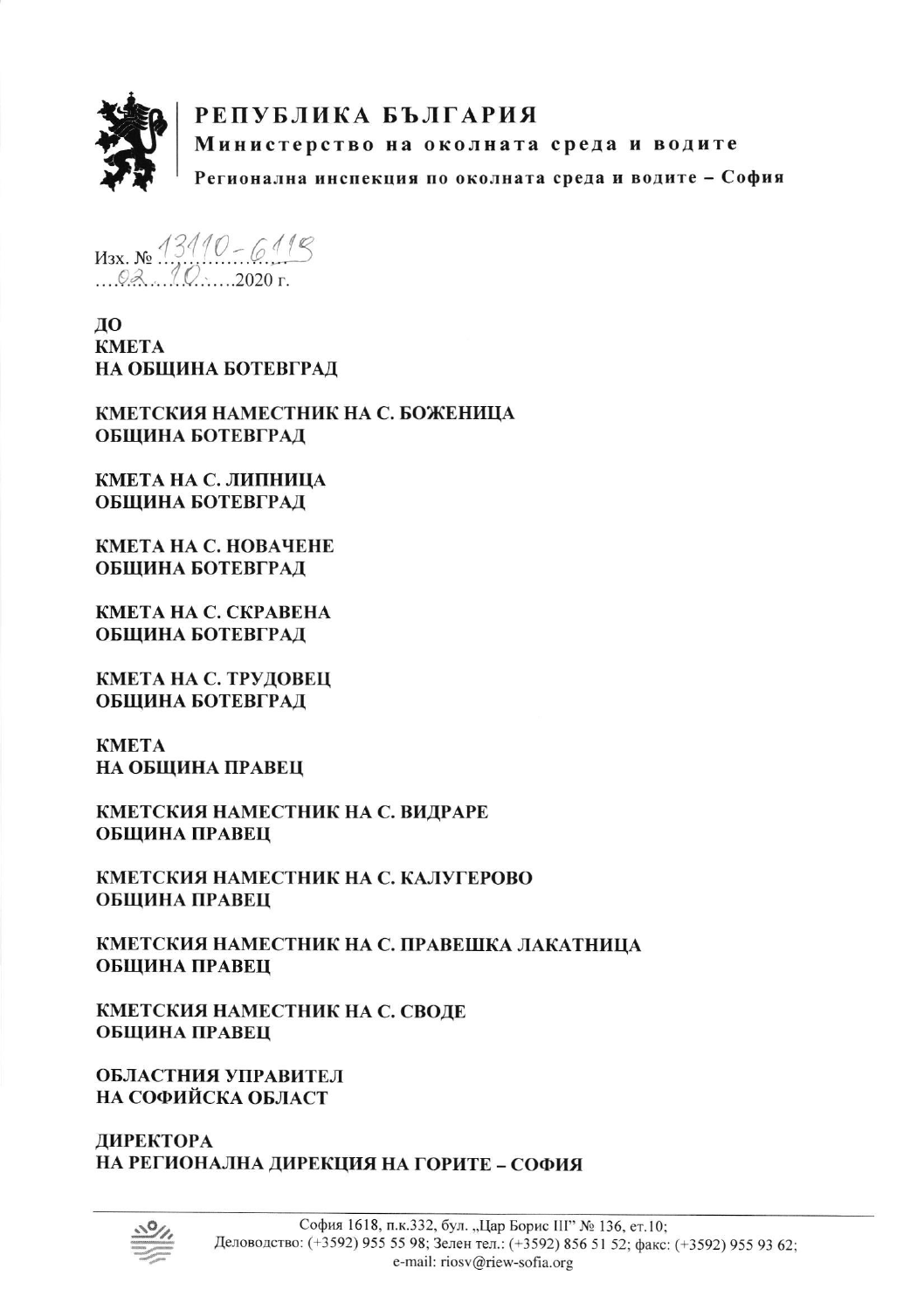**РЕПУБЛИКА БЪЛГАРИЯ**

**Министерство на околната среда и водите**

**Регионална инспекция по околната среда и водите – София**

Изх. № 13110-6118
02.10.2020 г.

**ДО**
**КМЕТА**
**НА ОБЩИНА БОТЕВГРАД**

**КМЕТСКИЯ НАМЕСТНИК НА С. БОЖЕНИЦА**
**ОБЩИНА БОТЕВГРАД**

**КМЕТА НА С. ЛИПНИЦА**
**ОБЩИНА БОТЕВГРАД**

**КМЕТА НА С. НОВАЧЕНЕ**
**ОБЩИНА БОТЕВГРАД**

**КМЕТА НА С. СКРАВЕНА**
**ОБЩИНА БОТЕВГРАД**

**КМЕТА НА С. ТРУДОВЕЦ**
**ОБЩИНА БОТЕВГРАД**

**КМЕТА**
**НА ОБЩИНА ПРАВЕЦ**

**КМЕТСКИЯ НАМЕСТНИК НА С. ВИДРАРЕ**
**ОБЩИНА ПРАВЕЦ**

**КМЕТСКИЯ НАМЕСТНИК НА С. КАЛУГЕРОВО**
**ОБЩИНА ПРАВЕЦ**

**КМЕТСКИЯ НАМЕСТНИК НА С. ПРАВЕШКА ЛАКАТНИЦА**
**ОБЩИНА ПРАВЕЦ**

**КМЕТСКИЯ НАМЕСТНИК НА С. СВОДЕ**
**ОБЩИНА ПРАВЕЦ**

**ОБЛАСТНИЯ УПРАВИТЕЛ**
**НА СОФИЙСКА ОБЛАСТ**

**ДИРЕКТОРА**
**НА РЕГИОНАЛНА ДИРЕКЦИЯ НА ГОРИТЕ – СОФИЯ**

София 1618, п.к.332, бул. „Цар Борис III" № 136, ет.10;
Деловодство: (+3592) 955 55 98; Зелен тел.: (+3592) 856 51 52; факс: (+3592) 955 93 62;
e-mail: riosv@riew-sofia.org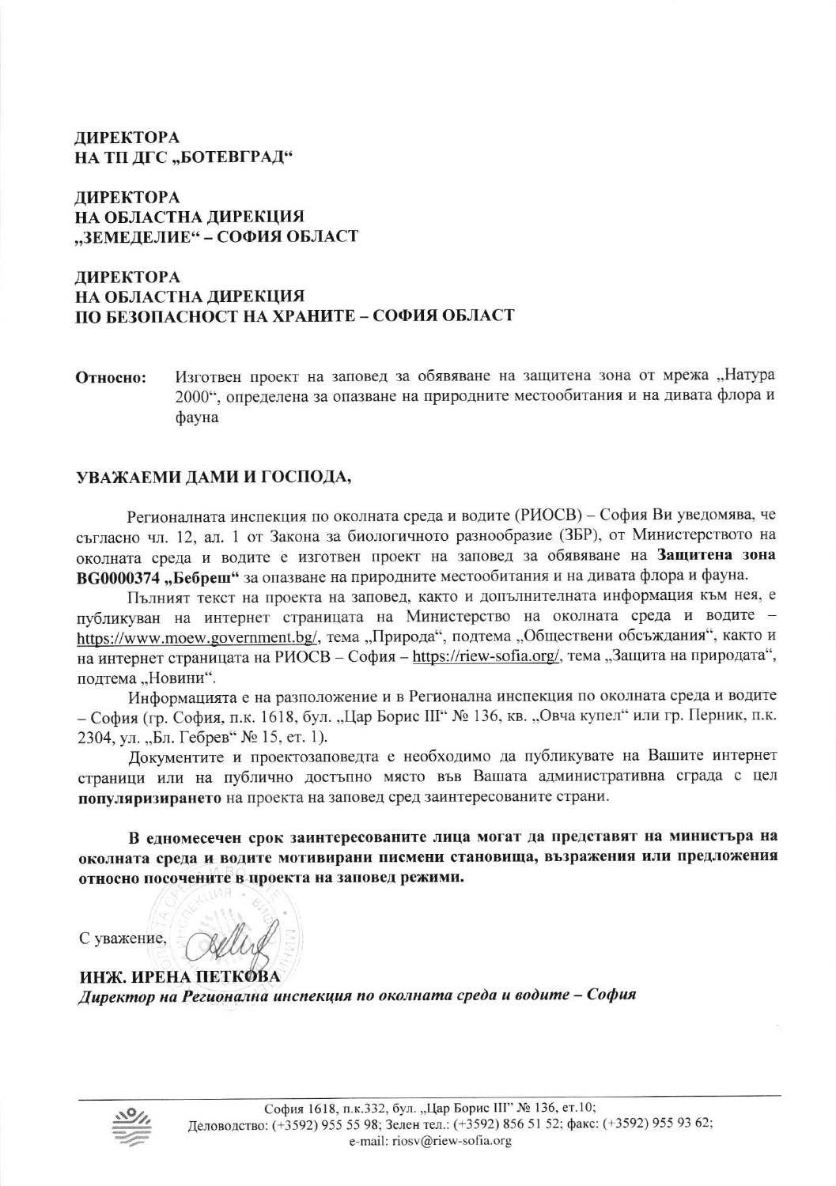**ДИРЕКТОРА**
**НА ТП ДГС „БОТЕВГРАД“**

**ДИРЕКТОРА**
**НА ОБЛАСТНА ДИРЕКЦИЯ**
**„ЗЕМЕДЕЛИЕ“ – СОФИЯ ОБЛАСТ**

**ДИРЕКТОРА**
**НА ОБЛАСТНА ДИРЕКЦИЯ**
**ПО БЕЗОПАСНОСТ НА ХРАНИТЕ – СОФИЯ ОБЛАСТ**

**Относно:** Изготвен проект на заповед за обявяване на защитена зона от мрежа „Натура 2000“, определена за опазване на природните местообитания и на дивата флора и фауна

**УВАЖАЕМИ ДАМИ И ГОСПОДА,**

Регионалната инспекция по околната среда и водите (РИОСВ) – София Ви уведомява, че съгласно чл. 12, ал. 1 от Закона за биологичното разнообразие (ЗБР), от Министерството на околната среда и водите е изготвен проект на заповед за обявяване на **Защитена зона BG0000374 „Бебреш“** за опазване на природните местообитания и на дивата флора и фауна.

Пълният текст на проекта на заповед, както и допълнителната информация към нея, е публикуван на интернет страницата на Министерство на околната среда и водите – https://www.moew.government.bg/, тема „Природа“, подтема „Обществени обсъждания“, както и на интернет страницата на РИОСВ – София – https://riew-sofia.org/, тема „Защита на природата“, подтема „Новини“.

Информацията е на разположение и в Регионална инспекция по околната среда и водите – София (гр. София, п.к. 1618, бул. „Цар Борис III“ № 136, кв. „Овча купел“ или гр. Перник, п.к. 2304, ул. „Бл. Гебрев“ № 15, ет. 1).

Документите и проектозаповедта е необходимо да публикувате на Вашите интернет страници или на публично достъпно място във Вашата административна сграда с цел **популяризирането** на проекта на заповед сред заинтересованите страни.

**В едномесечен срок заинтересованите лица могат да представят на министъра на околната среда и водите мотивирани писмени становища, възражения или предложения относно посочените в проекта на заповед режими.**

С уважение,

**ИНЖ. ИРЕНА ПЕТКОВА**
***Директор на Регионална инспекция по околната среда и водите – София***

София 1618, п.к.332, бул. „Цар Борис III“ № 136, ет.10;
Деловодство: (+3592) 955 55 98; Зелен тел.: (+3592) 856 51 52; факс: (+3592) 955 93 62;
e-mail: riosv@riew-sofia.org